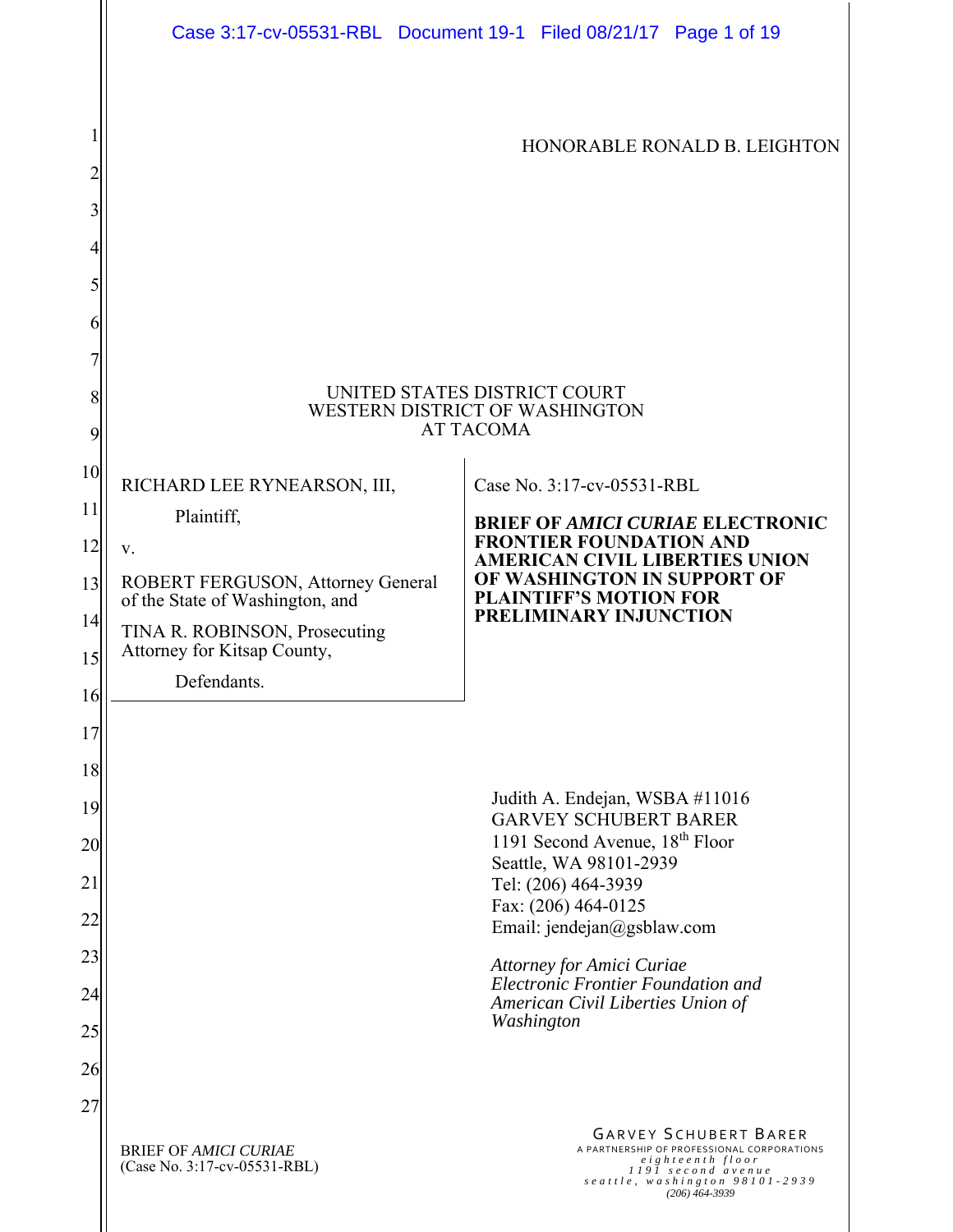HONORABLE RONALD B. LEIGHTON

UNITED STATES DISTRICT COURT
WESTERN DISTRICT OF WASHINGTON
AT TACOMA

RICHARD LEE RYNEARSON, III,

Plaintiff,

v.

ROBERT FERGUSON, Attorney General of the State of Washington, and

TINA R. ROBINSON, Prosecuting Attorney for Kitsap County,

Defendants.

Case No. 3:17-cv-05531-RBL

**BRIEF OF *AMICI CURIAE* ELECTRONIC FRONTIER FOUNDATION AND AMERICAN CIVIL LIBERTIES UNION OF WASHINGTON IN SUPPORT OF PLAINTIFF'S MOTION FOR PRELIMINARY INJUNCTION**

Judith A. Endejan, WSBA #11016
GARVEY SCHUBERT BARER
1191 Second Avenue, 18th Floor
Seattle, WA 98101-2939
Tel: (206) 464-3939
Fax: (206) 464-0125
Email: jendejan@gsblaw.com

*Attorney for Amici Curiae Electronic Frontier Foundation and American Civil Liberties Union of Washington*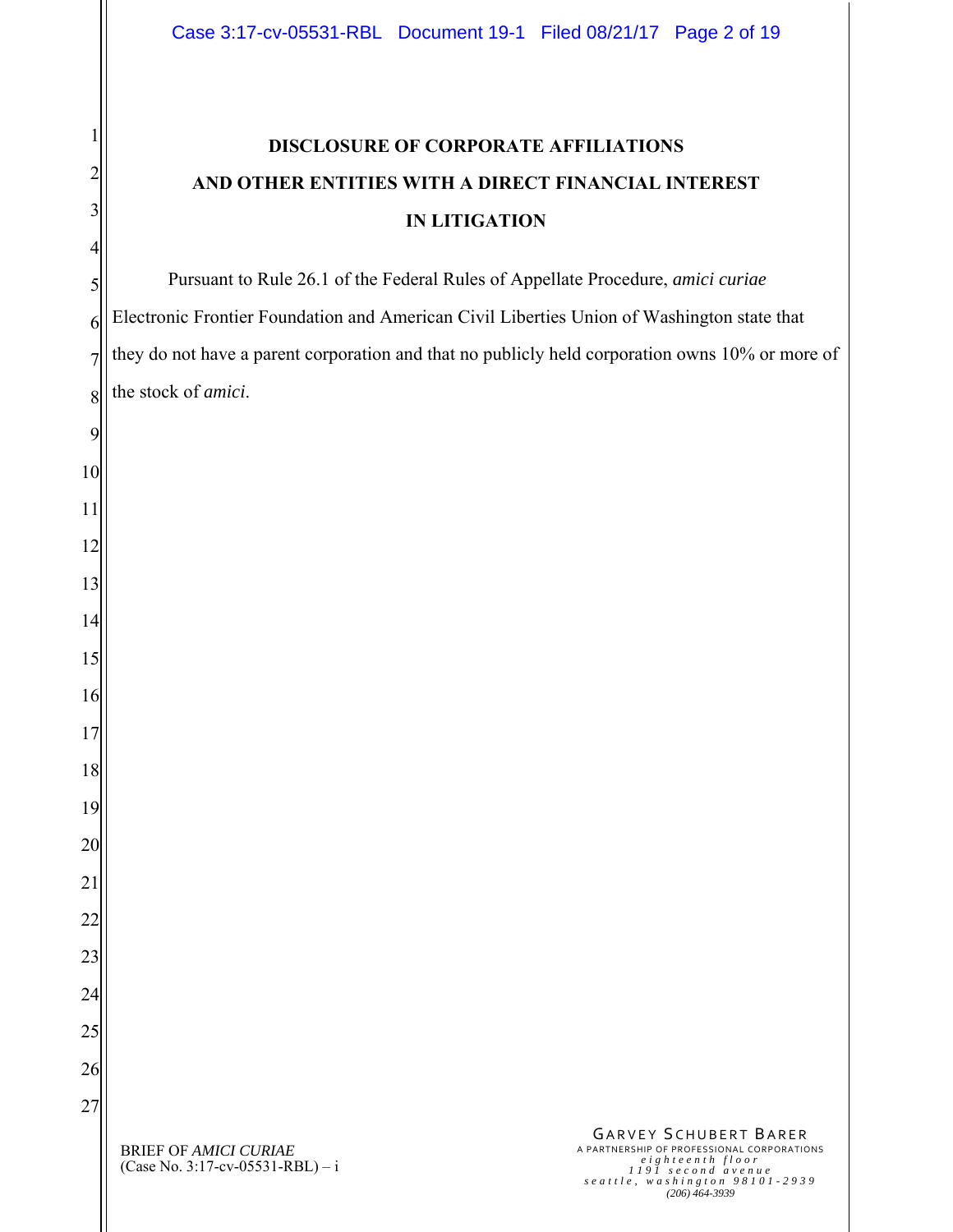# DISCLOSURE OF CORPORATE AFFILIATIONS AND OTHER ENTITIES WITH A DIRECT FINANCIAL INTEREST IN LITIGATION

Pursuant to Rule 26.1 of the Federal Rules of Appellate Procedure, *amici curiae* Electronic Frontier Foundation and American Civil Liberties Union of Washington state that they do not have a parent corporation and that no publicly held corporation owns 10% or more of the stock of *amici*.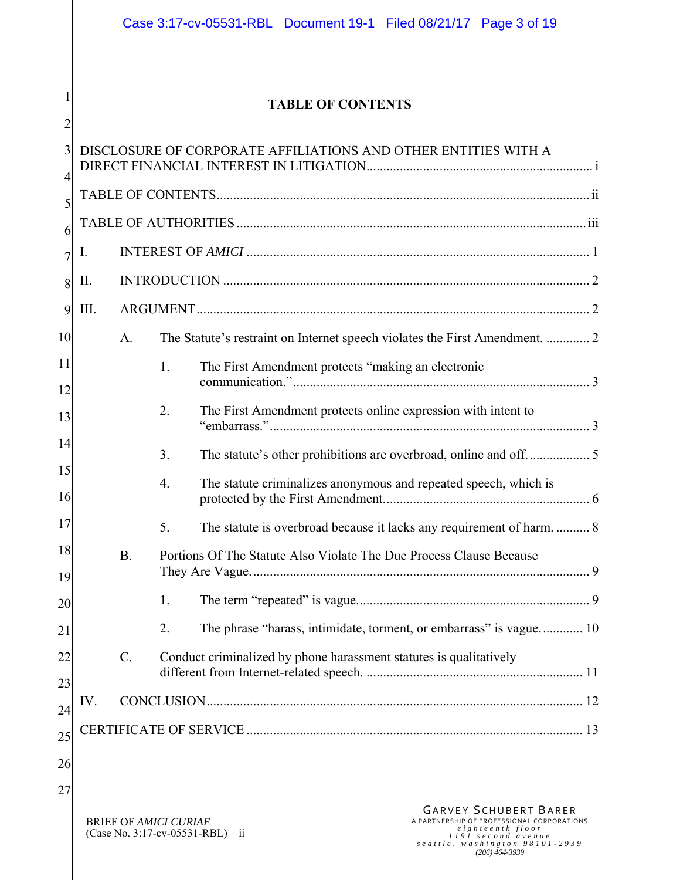# TABLE OF CONTENTS

DISCLOSURE OF CORPORATE AFFILIATIONS AND OTHER ENTITIES WITH A DIRECT FINANCIAL INTEREST IN LITIGATION .......... i

TABLE OF CONTENTS .......... ii

TABLE OF AUTHORITIES .......... iii

I. INTEREST OF *AMICI* .......... 1

II. INTRODUCTION .......... 2

III. ARGUMENT .......... 2

- A. The Statute's restraint on Internet speech violates the First Amendment. .......... 2
  - 1. The First Amendment protects "making an electronic communication." .......... 3
  - 2. The First Amendment protects online expression with intent to "embarrass." .......... 3
  - 3. The statute's other prohibitions are overbroad, online and off. .......... 5
  - 4. The statute criminalizes anonymous and repeated speech, which is protected by the First Amendment. .......... 6
  - 5. The statute is overbroad because it lacks any requirement of harm. .......... 8
- B. Portions Of The Statute Also Violate The Due Process Clause Because They Are Vague. .......... 9
  - 1. The term "repeated" is vague. .......... 9
  - 2. The phrase "harass, intimidate, torment, or embarrass" is vague. .......... 10
- C. Conduct criminalized by phone harassment statutes is qualitatively different from Internet-related speech. .......... 11

IV. CONCLUSION .......... 12

CERTIFICATE OF SERVICE .......... 13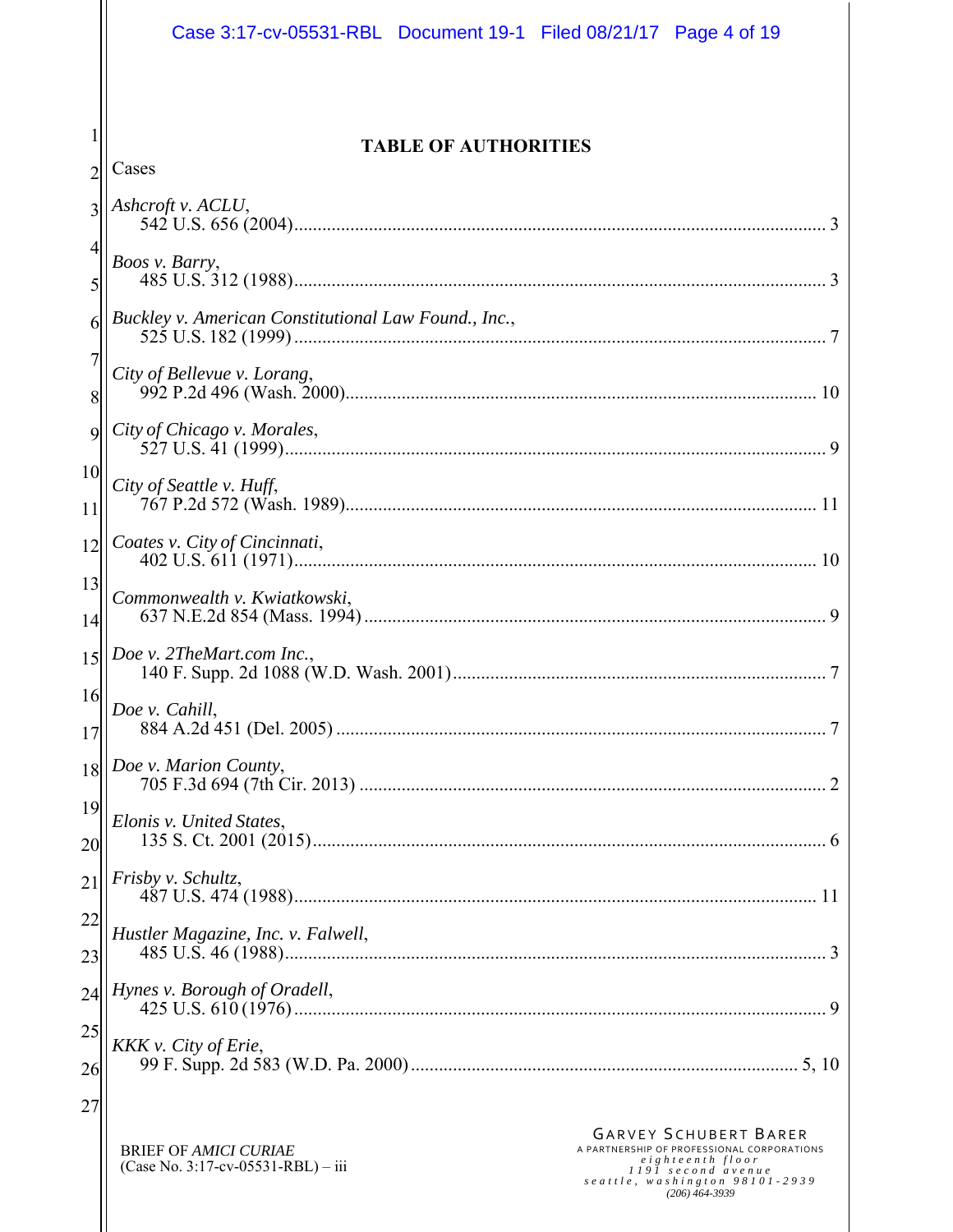## TABLE OF AUTHORITIES

Cases

*Ashcroft v. ACLU*,
542 U.S. 656 (2004)........................................................................................................ 3

*Boos v. Barry*,
485 U.S. 312 (1988)........................................................................................................ 3

*Buckley v. American Constitutional Law Found., Inc.*,
525 U.S. 182 (1999)........................................................................................................ 7

*City of Bellevue v. Lorang*,
992 P.2d 496 (Wash. 2000)............................................................................................ 10

*City of Chicago v. Morales*,
527 U.S. 41 (1999).......................................................................................................... 9

*City of Seattle v. Huff*,
767 P.2d 572 (Wash. 1989)............................................................................................ 11

*Coates v. City of Cincinnati*,
402 U.S. 611 (1971)...................................................................................................... 10

*Commonwealth v. Kwiatkowski*,
637 N.E.2d 854 (Mass. 1994).......................................................................................... 9

*Doe v. 2TheMart.com Inc.*,
140 F. Supp. 2d 1088 (W.D. Wash. 2001)...................................................................... 7

*Doe v. Cahill*,
884 A.2d 451 (Del. 2005)................................................................................................ 7

*Doe v. Marion County*,
705 F.3d 694 (7th Cir. 2013).......................................................................................... 2

*Elonis v. United States*,
135 S. Ct. 2001 (2015).................................................................................................... 6

*Frisby v. Schultz*,
487 U.S. 474 (1988)...................................................................................................... 11

*Hustler Magazine, Inc. v. Falwell*,
485 U.S. 46 (1988).......................................................................................................... 3

*Hynes v. Borough of Oradell*,
425 U.S. 610 (1976)........................................................................................................ 9

*KKK v. City of Erie*,
99 F. Supp. 2d 583 (W.D. Pa. 2000)......................................................................... 5, 10

BRIEF OF *AMICI CURIAE*
(Case No. 3:17-cv-05531-RBL) – iii

GARVEY SCHUBERT BARER
A PARTNERSHIP OF PROFESSIONAL CORPORATIONS
eighteenth floor
1191 second avenue
seattle, washington 98101-2939
(206) 464-3939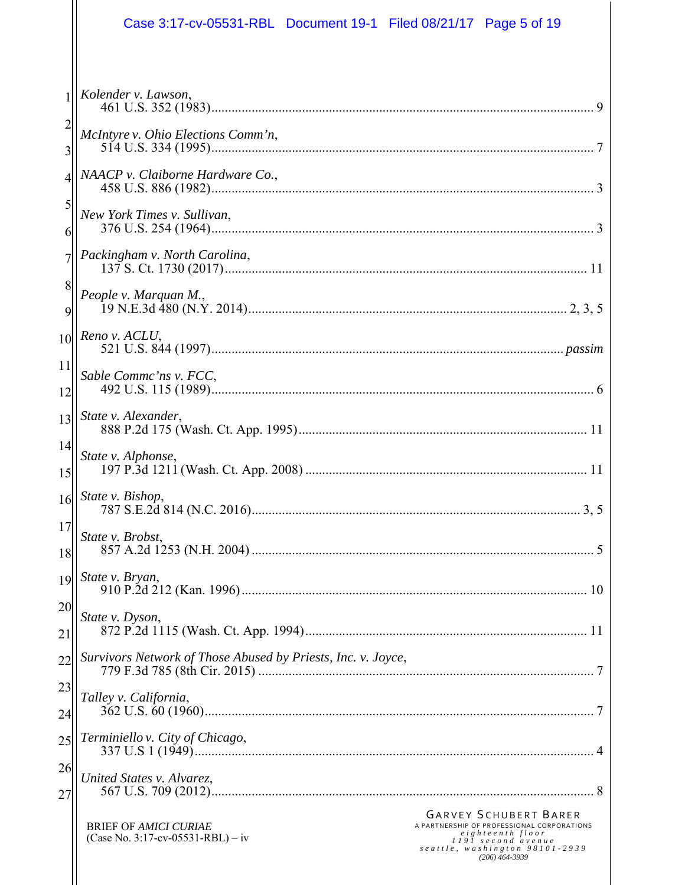*Kolender v. Lawson*,
461 U.S. 352 (1983)........................................................................................................ 9

*McIntyre v. Ohio Elections Comm'n*,
514 U.S. 334 (1995)........................................................................................................ 7

*NAACP v. Claiborne Hardware Co.*,
458 U.S. 886 (1982)........................................................................................................ 3

*New York Times v. Sullivan*,
376 U.S. 254 (1964)........................................................................................................ 3

*Packingham v. North Carolina*,
137 S. Ct. 1730 (2017).................................................................................................... 11

*People v. Marquan M.*,
19 N.E.3d 480 (N.Y. 2014)...................................................................................... 2, 3, 5

*Reno v. ACLU*,
521 U.S. 844 (1997)................................................................................................ *passim*

*Sable Commc'ns v. FCC*,
492 U.S. 115 (1989)........................................................................................................ 6

*State v. Alexander*,
888 P.2d 175 (Wash. Ct. App. 1995)............................................................................. 11

*State v. Alphonse*,
197 P.3d 1211 (Wash. Ct. App. 2008) ........................................................................... 11

*State v. Bishop*,
787 S.E.2d 814 (N.C. 2016)........................................................................................ 3, 5

*State v. Brobst*,
857 A.2d 1253 (N.H. 2004) ............................................................................................. 5

*State v. Bryan*,
910 P.2d 212 (Kan. 1996).............................................................................................. 10

*State v. Dyson*,
872 P.2d 1115 (Wash. Ct. App. 1994)............................................................................ 11

*Survivors Network of Those Abused by Priests, Inc. v. Joyce*,
779 F.3d 785 (8th Cir. 2015) ........................................................................................... 7

*Talley v. California*,
362 U.S. 60 (1960)........................................................................................................... 7

*Terminiello v. City of Chicago*,
337 U.S 1 (1949).............................................................................................................. 4

*United States v. Alvarez*,
567 U.S. 709 (2012)........................................................................................................ 8

BRIEF OF *AMICI CURIAE*
(Case No. 3:17-cv-05531-RBL) – iv

GARVEY SCHUBERT BARER
A PARTNERSHIP OF PROFESSIONAL CORPORATIONS
eighteenth floor
1191 second avenue
seattle, washington 98101-2939
(206) 464-3939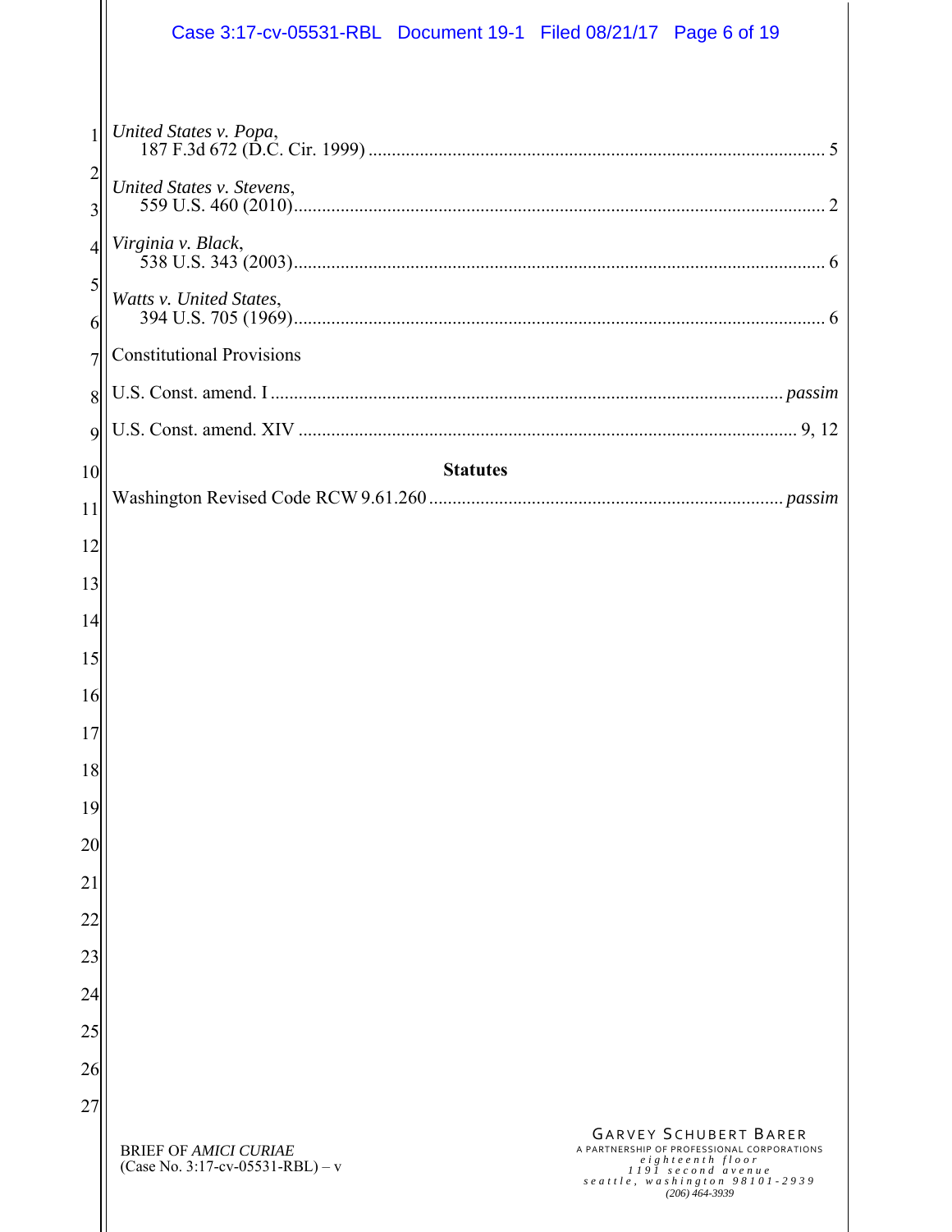*United States v. Popa*,
187 F.3d 672 (D.C. Cir. 1999) ........................................................................................ 5

*United States v. Stevens*,
559 U.S. 460 (2010)........................................................................................................ 2

*Virginia v. Black*,
538 U.S. 343 (2003)........................................................................................................ 6

*Watts v. United States*,
394 U.S. 705 (1969)........................................................................................................ 6

Constitutional Provisions

U.S. Const. amend. I ............................................................................................... *passim*

U.S. Const. amend. XIV ........................................................................................... 9, 12

**Statutes**

Washington Revised Code RCW 9.61.260 ................................................................ *passim*

BRIEF OF *AMICI CURIAE*
(Case No. 3:17-cv-05531-RBL) – v

GARVEY SCHUBERT BARER
A PARTNERSHIP OF PROFESSIONAL CORPORATIONS
eighteenth floor
1191 second avenue
seattle, washington 98101-2939
(206) 464-3939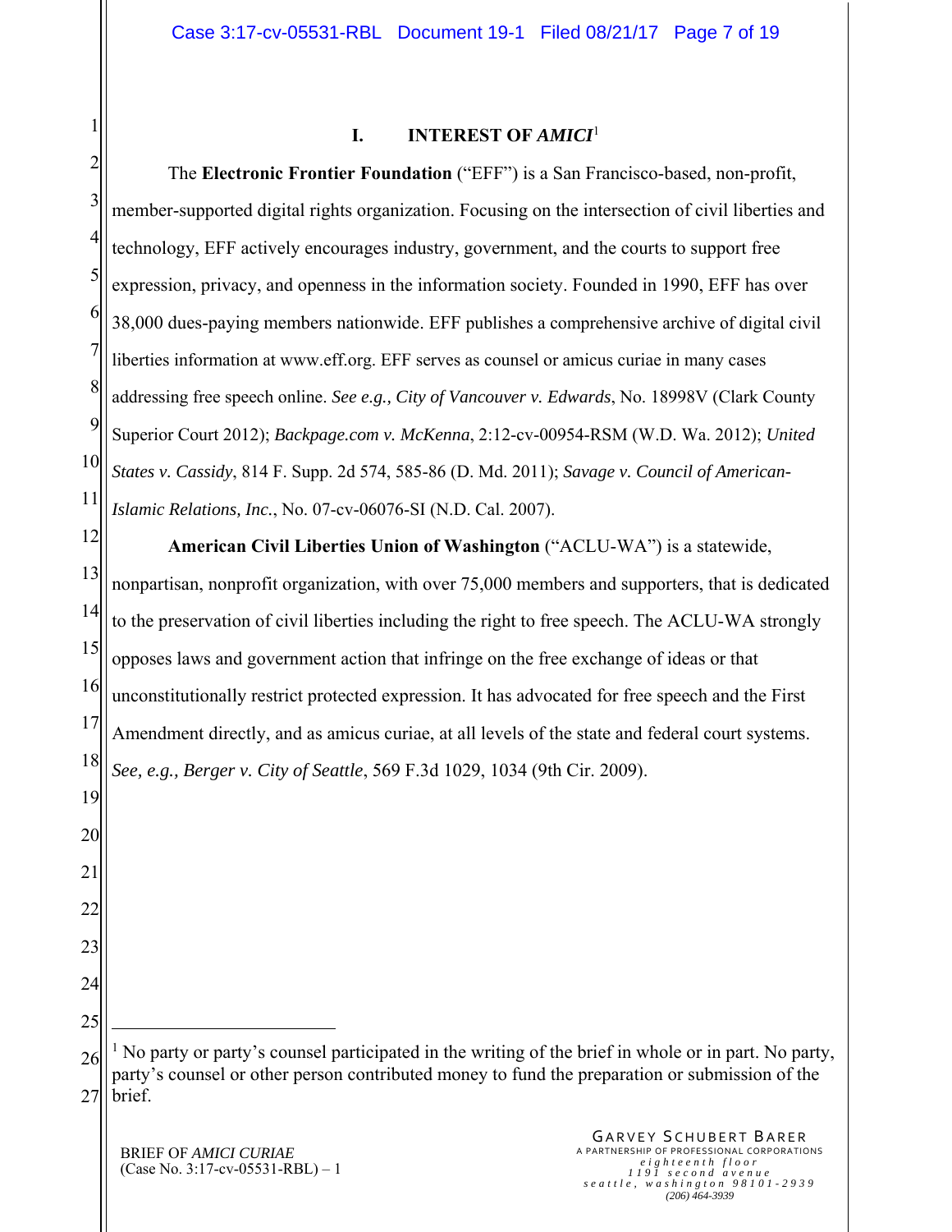## I. INTEREST OF *AMICI*[1]

The **Electronic Frontier Foundation** ("EFF") is a San Francisco-based, non-profit, member-supported digital rights organization. Focusing on the intersection of civil liberties and technology, EFF actively encourages industry, government, and the courts to support free expression, privacy, and openness in the information society. Founded in 1990, EFF has over 38,000 dues-paying members nationwide. EFF publishes a comprehensive archive of digital civil liberties information at www.eff.org. EFF serves as counsel or amicus curiae in many cases addressing free speech online. *See e.g., City of Vancouver v. Edwards*, No. 18998V (Clark County Superior Court 2012); *Backpage.com v. McKenna*, 2:12-cv-00954-RSM (W.D. Wa. 2012); *United States v. Cassidy*, 814 F. Supp. 2d 574, 585-86 (D. Md. 2011); *Savage v. Council of American-Islamic Relations, Inc.*, No. 07-cv-06076-SI (N.D. Cal. 2007).

**American Civil Liberties Union of Washington** ("ACLU-WA") is a statewide, nonpartisan, nonprofit organization, with over 75,000 members and supporters, that is dedicated to the preservation of civil liberties including the right to free speech. The ACLU-WA strongly opposes laws and government action that infringe on the free exchange of ideas or that unconstitutionally restrict protected expression. It has advocated for free speech and the First Amendment directly, and as amicus curiae, at all levels of the state and federal court systems. *See, e.g., Berger v. City of Seattle*, 569 F.3d 1029, 1034 (9th Cir. 2009).

---

[1] No party or party's counsel participated in the writing of the brief in whole or in part. No party, party's counsel or other person contributed money to fund the preparation or submission of the brief.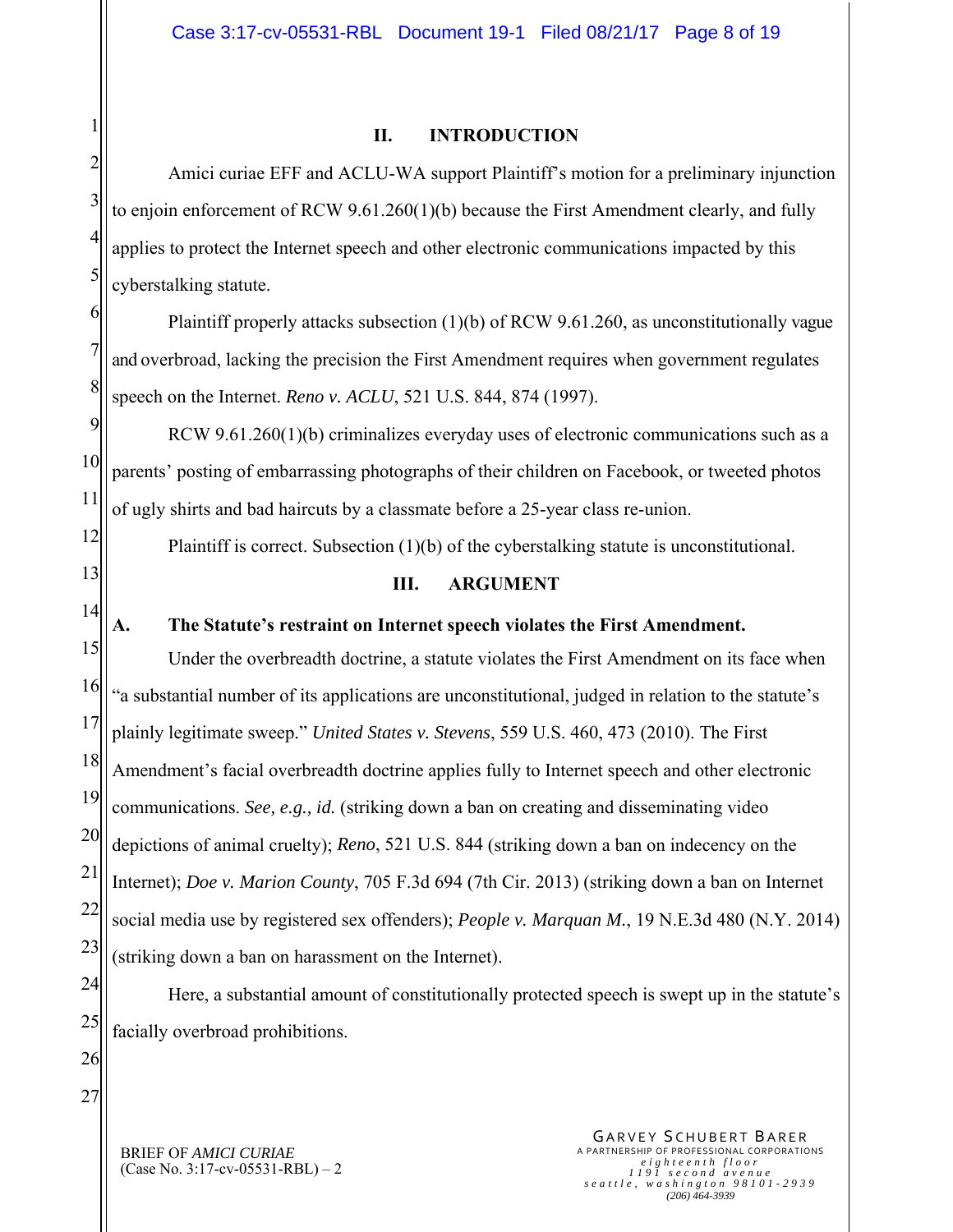## II. INTRODUCTION

Amici curiae EFF and ACLU-WA support Plaintiff's motion for a preliminary injunction to enjoin enforcement of RCW 9.61.260(1)(b) because the First Amendment clearly, and fully applies to protect the Internet speech and other electronic communications impacted by this cyberstalking statute.

Plaintiff properly attacks subsection (1)(b) of RCW 9.61.260, as unconstitutionally vague and overbroad, lacking the precision the First Amendment requires when government regulates speech on the Internet. *Reno v. ACLU*, 521 U.S. 844, 874 (1997).

RCW 9.61.260(1)(b) criminalizes everyday uses of electronic communications such as a parents' posting of embarrassing photographs of their children on Facebook, or tweeted photos of ugly shirts and bad haircuts by a classmate before a 25-year class re-union.

Plaintiff is correct. Subsection (1)(b) of the cyberstalking statute is unconstitutional.

## III. ARGUMENT

### A. The Statute's restraint on Internet speech violates the First Amendment.

Under the overbreadth doctrine, a statute violates the First Amendment on its face when "a substantial number of its applications are unconstitutional, judged in relation to the statute's plainly legitimate sweep." *United States v. Stevens*, 559 U.S. 460, 473 (2010). The First Amendment's facial overbreadth doctrine applies fully to Internet speech and other electronic communications. *See, e.g., id.* (striking down a ban on creating and disseminating video depictions of animal cruelty); *Reno*, 521 U.S. 844 (striking down a ban on indecency on the Internet); *Doe v. Marion County*, 705 F.3d 694 (7th Cir. 2013) (striking down a ban on Internet social media use by registered sex offenders); *People v. Marquan M.*, 19 N.E.3d 480 (N.Y. 2014) (striking down a ban on harassment on the Internet).

Here, a substantial amount of constitutionally protected speech is swept up in the statute's facially overbroad prohibitions.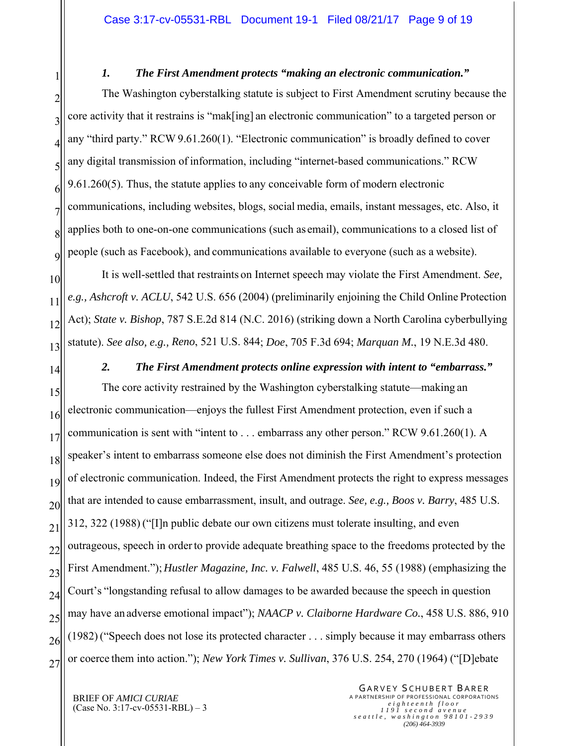### *1. The First Amendment protects "making an electronic communication."*

The Washington cyberstalking statute is subject to First Amendment scrutiny because the core activity that it restrains is "mak[ing] an electronic communication" to a targeted person or any "third party." RCW 9.61.260(1). "Electronic communication" is broadly defined to cover any digital transmission of information, including "internet-based communications." RCW 9.61.260(5). Thus, the statute applies to any conceivable form of modern electronic communications, including websites, blogs, social media, emails, instant messages, etc. Also, it applies both to one-on-one communications (such as email), communications to a closed list of people (such as Facebook), and communications available to everyone (such as a website).

It is well-settled that restraints on Internet speech may violate the First Amendment. *See, e.g., Ashcroft v. ACLU*, 542 U.S. 656 (2004) (preliminarily enjoining the Child Online Protection Act); *State v. Bishop*, 787 S.E.2d 814 (N.C. 2016) (striking down a North Carolina cyberbullying statute). *See also, e.g., Reno*, 521 U.S. 844; *Doe*, 705 F.3d 694; *Marquan M.*, 19 N.E.3d 480.

### *2. The First Amendment protects online expression with intent to "embarrass."*

The core activity restrained by the Washington cyberstalking statute—making an electronic communication—enjoys the fullest First Amendment protection, even if such a communication is sent with "intent to . . . embarrass any other person." RCW 9.61.260(1). A speaker's intent to embarrass someone else does not diminish the First Amendment's protection of electronic communication. Indeed, the First Amendment protects the right to express messages that are intended to cause embarrassment, insult, and outrage. *See, e.g., Boos v. Barry*, 485 U.S. 312, 322 (1988) ("[I]n public debate our own citizens must tolerate insulting, and even outrageous, speech in order to provide adequate breathing space to the freedoms protected by the First Amendment."); *Hustler Magazine, Inc. v. Falwell*, 485 U.S. 46, 55 (1988) (emphasizing the Court's "longstanding refusal to allow damages to be awarded because the speech in question may have an adverse emotional impact"); *NAACP v. Claiborne Hardware Co.*, 458 U.S. 886, 910 (1982) ("Speech does not lose its protected character . . . simply because it may embarrass others or coerce them into action."); *New York Times v. Sullivan*, 376 U.S. 254, 270 (1964) ("[D]ebate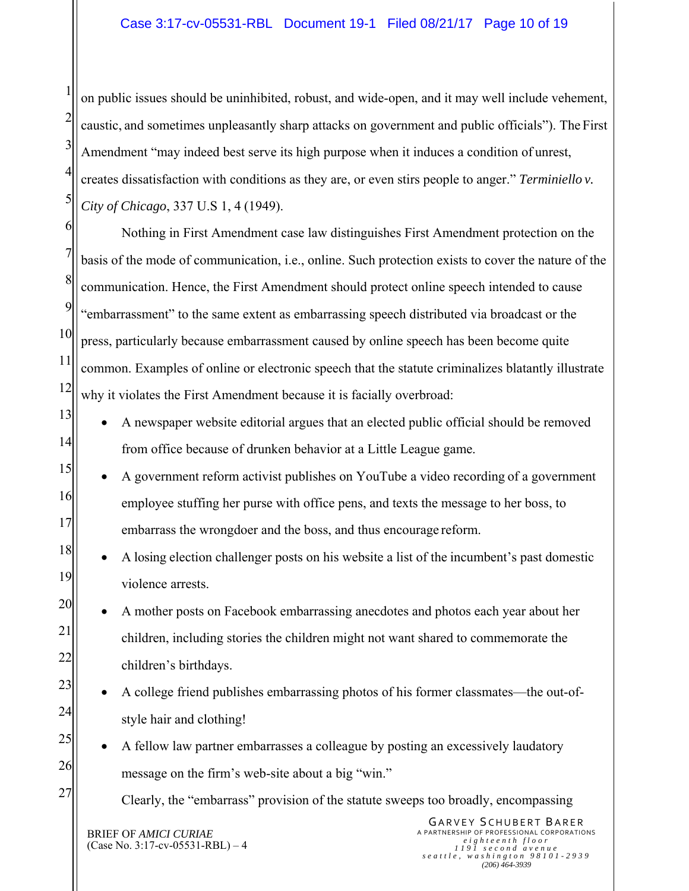on public issues should be uninhibited, robust, and wide-open, and it may well include vehement, caustic, and sometimes unpleasantly sharp attacks on government and public officials"). The First Amendment "may indeed best serve its high purpose when it induces a condition of unrest, creates dissatisfaction with conditions as they are, or even stirs people to anger." *Terminiello v. City of Chicago*, 337 U.S 1, 4 (1949).

Nothing in First Amendment case law distinguishes First Amendment protection on the basis of the mode of communication, i.e., online. Such protection exists to cover the nature of the communication. Hence, the First Amendment should protect online speech intended to cause "embarrassment" to the same extent as embarrassing speech distributed via broadcast or the press, particularly because embarrassment caused by online speech has been become quite common. Examples of online or electronic speech that the statute criminalizes blatantly illustrate why it violates the First Amendment because it is facially overbroad:

- A newspaper website editorial argues that an elected public official should be removed from office because of drunken behavior at a Little League game.
- A government reform activist publishes on YouTube a video recording of a government employee stuffing her purse with office pens, and texts the message to her boss, to embarrass the wrongdoer and the boss, and thus encourage reform.
- A losing election challenger posts on his website a list of the incumbent's past domestic violence arrests.
- A mother posts on Facebook embarrassing anecdotes and photos each year about her children, including stories the children might not want shared to commemorate the children's birthdays.
- A college friend publishes embarrassing photos of his former classmates—the out-of-style hair and clothing!
- A fellow law partner embarrasses a colleague by posting an excessively laudatory message on the firm's web-site about a big "win."

Clearly, the "embarrass" provision of the statute sweeps too broadly, encompassing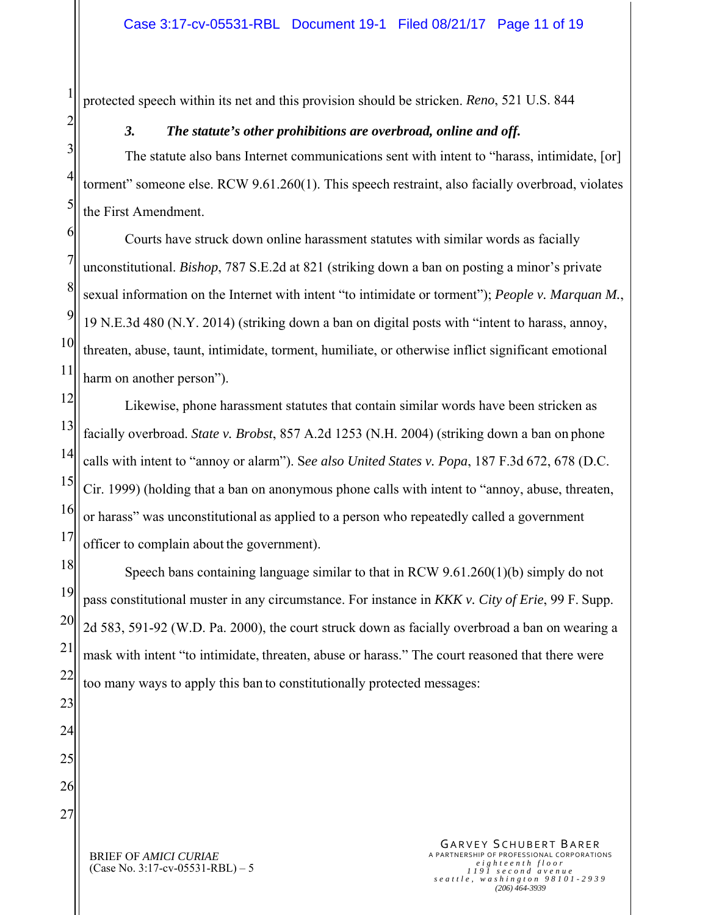protected speech within its net and this provision should be stricken. *Reno*, 521 U.S. 844

### 3. *The statute's other prohibitions are overbroad, online and off.*

The statute also bans Internet communications sent with intent to "harass, intimidate, [or] torment" someone else. RCW 9.61.260(1). This speech restraint, also facially overbroad, violates the First Amendment.

Courts have struck down online harassment statutes with similar words as facially unconstitutional. *Bishop*, 787 S.E.2d at 821 (striking down a ban on posting a minor's private sexual information on the Internet with intent "to intimidate or torment"); *People v. Marquan M.*, 19 N.E.3d 480 (N.Y. 2014) (striking down a ban on digital posts with "intent to harass, annoy, threaten, abuse, taunt, intimidate, torment, humiliate, or otherwise inflict significant emotional harm on another person").

Likewise, phone harassment statutes that contain similar words have been stricken as facially overbroad. *State v. Brobst*, 857 A.2d 1253 (N.H. 2004) (striking down a ban on phone calls with intent to "annoy or alarm"). S*ee also United States v. Popa*, 187 F.3d 672, 678 (D.C. Cir. 1999) (holding that a ban on anonymous phone calls with intent to "annoy, abuse, threaten, or harass" was unconstitutional as applied to a person who repeatedly called a government officer to complain about the government).

Speech bans containing language similar to that in RCW 9.61.260(1)(b) simply do not pass constitutional muster in any circumstance. For instance in *KKK v. City of Erie*, 99 F. Supp. 2d 583, 591-92 (W.D. Pa. 2000), the court struck down as facially overbroad a ban on wearing a mask with intent "to intimidate, threaten, abuse or harass." The court reasoned that there were too many ways to apply this ban to constitutionally protected messages: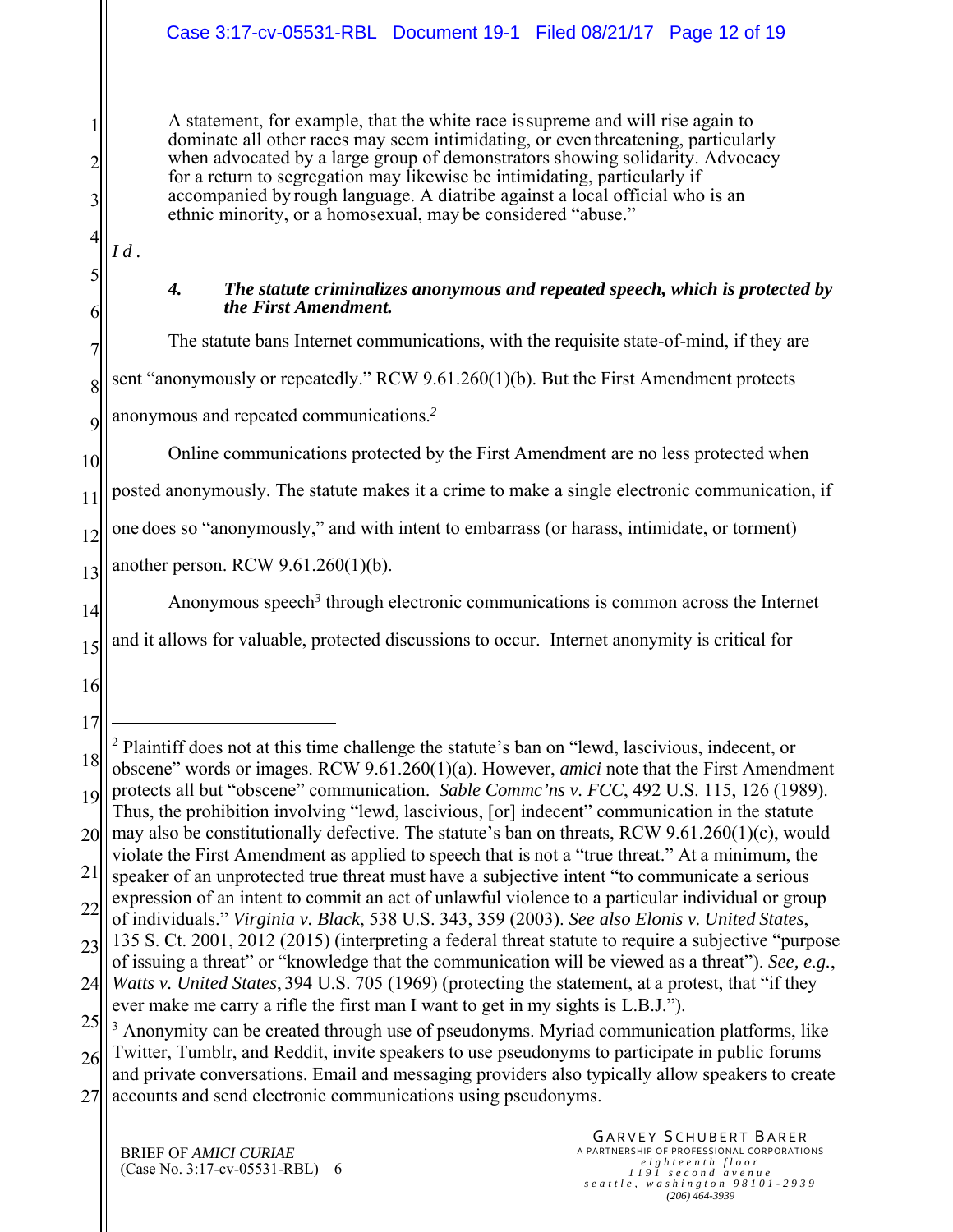> A statement, for example, that the white race is supreme and will rise again to dominate all other races may seem intimidating, or even threatening, particularly when advocated by a large group of demonstrators showing solidarity. Advocacy for a return to segregation may likewise be intimidating, particularly if accompanied by rough language. A diatribe against a local official who is an ethnic minority, or a homosexual, may be considered "abuse."

*Id.*

#### 4. *The statute criminalizes anonymous and repeated speech, which is protected by the First Amendment.*

The statute bans Internet communications, with the requisite state-of-mind, if they are sent "anonymously or repeatedly." RCW 9.61.260(1)(b). But the First Amendment protects anonymous and repeated communications.[2]

Online communications protected by the First Amendment are no less protected when posted anonymously. The statute makes it a crime to make a single electronic communication, if one does so "anonymously," and with intent to embarrass (or harass, intimidate, or torment) another person. RCW 9.61.260(1)(b).

Anonymous speech[3] through electronic communications is common across the Internet and it allows for valuable, protected discussions to occur. Internet anonymity is critical for

---

[2] Plaintiff does not at this time challenge the statute's ban on "lewd, lascivious, indecent, or obscene" words or images. RCW 9.61.260(1)(a). However, *amici* note that the First Amendment protects all but "obscene" communication. *Sable Commc'ns v. FCC*, 492 U.S. 115, 126 (1989). Thus, the prohibition involving "lewd, lascivious, [or] indecent" communication in the statute may also be constitutionally defective. The statute's ban on threats, RCW 9.61.260(1)(c), would violate the First Amendment as applied to speech that is not a "true threat." At a minimum, the speaker of an unprotected true threat must have a subjective intent "to communicate a serious expression of an intent to commit an act of unlawful violence to a particular individual or group of individuals." *Virginia v. Black*, 538 U.S. 343, 359 (2003). *See also Elonis v. United States*, 135 S. Ct. 2001, 2012 (2015) (interpreting a federal threat statute to require a subjective "purpose of issuing a threat" or "knowledge that the communication will be viewed as a threat"). *See, e.g.*, *Watts v. United States*, 394 U.S. 705 (1969) (protecting the statement, at a protest, that "if they ever make me carry a rifle the first man I want to get in my sights is L.B.J.").

[3] Anonymity can be created through use of pseudonyms. Myriad communication platforms, like Twitter, Tumblr, and Reddit, invite speakers to use pseudonyms to participate in public forums and private conversations. Email and messaging providers also typically allow speakers to create accounts and send electronic communications using pseudonyms.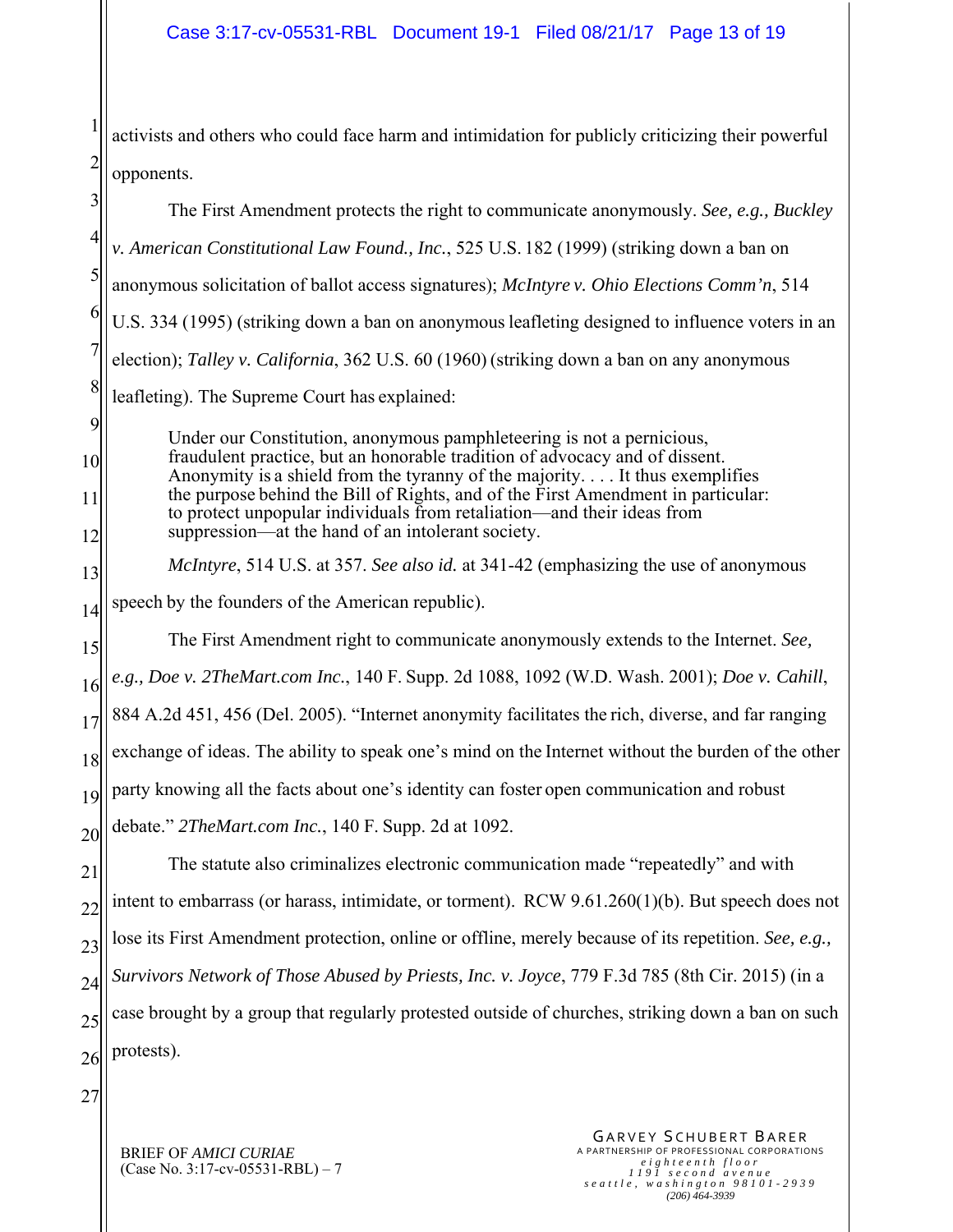activists and others who could face harm and intimidation for publicly criticizing their powerful opponents.

The First Amendment protects the right to communicate anonymously. *See, e.g., Buckley v. American Constitutional Law Found., Inc.*, 525 U.S. 182 (1999) (striking down a ban on anonymous solicitation of ballot access signatures); *McIntyre v. Ohio Elections Comm'n*, 514 U.S. 334 (1995) (striking down a ban on anonymous leafleting designed to influence voters in an election); *Talley v. California*, 362 U.S. 60 (1960) (striking down a ban on any anonymous leafleting). The Supreme Court has explained:

> Under our Constitution, anonymous pamphleteering is not a pernicious, fraudulent practice, but an honorable tradition of advocacy and of dissent. Anonymity is a shield from the tyranny of the majority. . . . It thus exemplifies the purpose behind the Bill of Rights, and of the First Amendment in particular: to protect unpopular individuals from retaliation—and their ideas from suppression—at the hand of an intolerant society.

*McIntyre*, 514 U.S. at 357. *See also id.* at 341-42 (emphasizing the use of anonymous speech by the founders of the American republic).

The First Amendment right to communicate anonymously extends to the Internet. *See, e.g., Doe v. 2TheMart.com Inc.*, 140 F. Supp. 2d 1088, 1092 (W.D. Wash. 2001); *Doe v. Cahill*, 884 A.2d 451, 456 (Del. 2005). "Internet anonymity facilitates the rich, diverse, and far ranging exchange of ideas. The ability to speak one's mind on the Internet without the burden of the other party knowing all the facts about one's identity can foster open communication and robust debate." *2TheMart.com Inc.*, 140 F. Supp. 2d at 1092.

The statute also criminalizes electronic communication made "repeatedly" and with intent to embarrass (or harass, intimidate, or torment). RCW 9.61.260(1)(b). But speech does not lose its First Amendment protection, online or offline, merely because of its repetition. *See, e.g., Survivors Network of Those Abused by Priests, Inc. v. Joyce*, 779 F.3d 785 (8th Cir. 2015) (in a case brought by a group that regularly protested outside of churches, striking down a ban on such protests).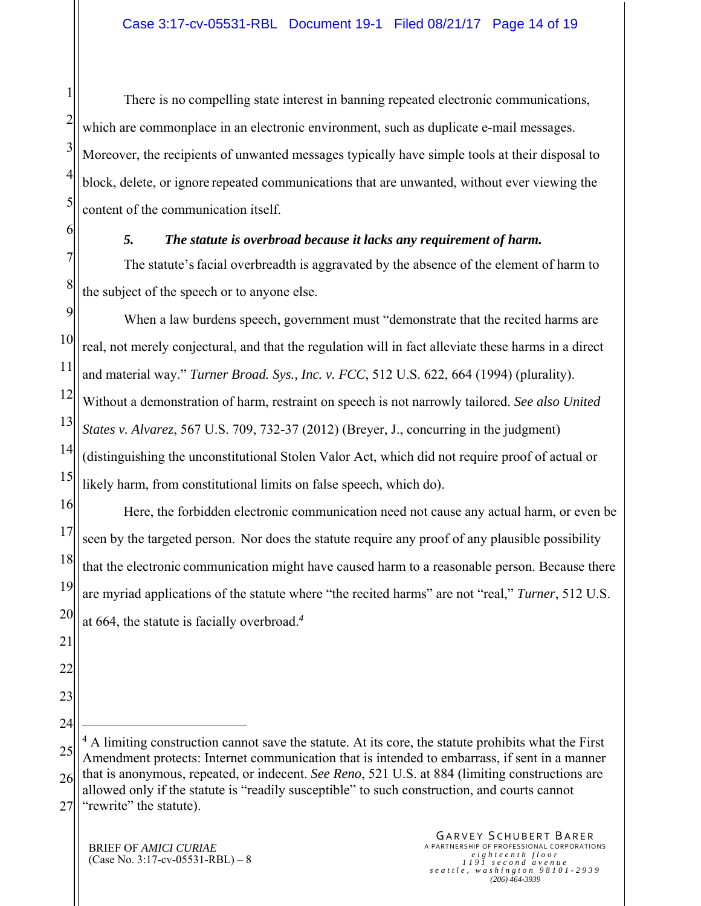There is no compelling state interest in banning repeated electronic communications, which are commonplace in an electronic environment, such as duplicate e-mail messages. Moreover, the recipients of unwanted messages typically have simple tools at their disposal to block, delete, or ignore repeated communications that are unwanted, without ever viewing the content of the communication itself.

### *5. The statute is overbroad because it lacks any requirement of harm.*

The statute's facial overbreadth is aggravated by the absence of the element of harm to the subject of the speech or to anyone else.

When a law burdens speech, government must "demonstrate that the recited harms are real, not merely conjectural, and that the regulation will in fact alleviate these harms in a direct and material way." *Turner Broad. Sys., Inc. v. FCC*, 512 U.S. 622, 664 (1994) (plurality). Without a demonstration of harm, restraint on speech is not narrowly tailored. *See also United States v. Alvarez*, 567 U.S. 709, 732-37 (2012) (Breyer, J., concurring in the judgment) (distinguishing the unconstitutional Stolen Valor Act, which did not require proof of actual or likely harm, from constitutional limits on false speech, which do).

Here, the forbidden electronic communication need not cause any actual harm, or even be seen by the targeted person. Nor does the statute require any proof of any plausible possibility that the electronic communication might have caused harm to a reasonable person. Because there are myriad applications of the statute where "the recited harms" are not "real," *Turner*, 512 U.S. at 664, the statute is facially overbroad.[4]

---

[4] A limiting construction cannot save the statute. At its core, the statute prohibits what the First Amendment protects: Internet communication that is intended to embarrass, if sent in a manner that is anonymous, repeated, or indecent. *See Reno*, 521 U.S. at 884 (limiting constructions are allowed only if the statute is "readily susceptible" to such construction, and courts cannot "rewrite" the statute).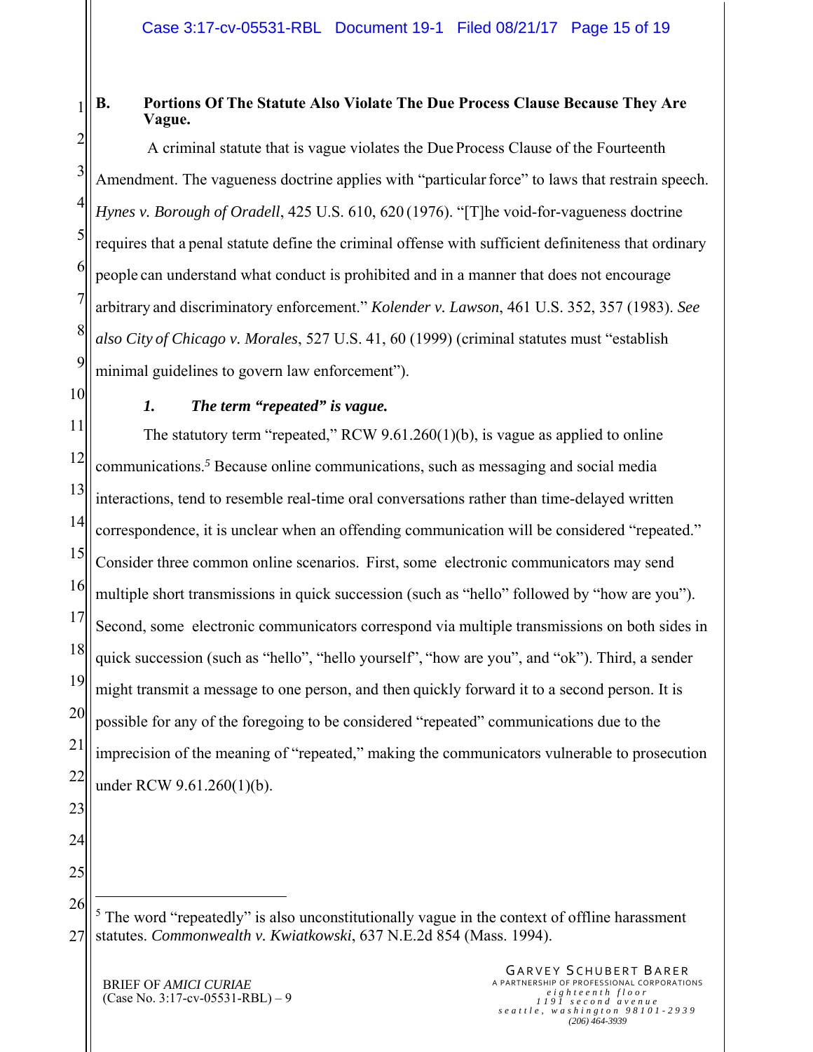### B. Portions Of The Statute Also Violate The Due Process Clause Because They Are Vague.

A criminal statute that is vague violates the Due Process Clause of the Fourteenth Amendment. The vagueness doctrine applies with "particular force" to laws that restrain speech. *Hynes v. Borough of Oradell*, 425 U.S. 610, 620 (1976). "[T]he void-for-vagueness doctrine requires that a penal statute define the criminal offense with sufficient definiteness that ordinary people can understand what conduct is prohibited and in a manner that does not encourage arbitrary and discriminatory enforcement." *Kolender v. Lawson*, 461 U.S. 352, 357 (1983). *See also City of Chicago v. Morales*, 527 U.S. 41, 60 (1999) (criminal statutes must "establish minimal guidelines to govern law enforcement").

#### *1. The term "repeated" is vague.*

The statutory term "repeated," RCW 9.61.260(1)(b), is vague as applied to online communications.[5] Because online communications, such as messaging and social media interactions, tend to resemble real-time oral conversations rather than time-delayed written correspondence, it is unclear when an offending communication will be considered "repeated." Consider three common online scenarios. First, some electronic communicators may send multiple short transmissions in quick succession (such as "hello" followed by "how are you"). Second, some electronic communicators correspond via multiple transmissions on both sides in quick succession (such as "hello", "hello yourself", "how are you", and "ok"). Third, a sender might transmit a message to one person, and then quickly forward it to a second person. It is possible for any of the foregoing to be considered "repeated" communications due to the imprecision of the meaning of "repeated," making the communicators vulnerable to prosecution under RCW 9.61.260(1)(b).

---

[5] The word "repeatedly" is also unconstitutionally vague in the context of offline harassment statutes. *Commonwealth v. Kwiatkowski*, 637 N.E.2d 854 (Mass. 1994).

BRIEF OF *AMICI CURIAE*
(Case No. 3:17-cv-05531-RBL) – 9

GARVEY SCHUBERT BARER
A PARTNERSHIP OF PROFESSIONAL CORPORATIONS
eighteenth floor
1191 second avenue
seattle, washington 98101-2939
(206) 464-3939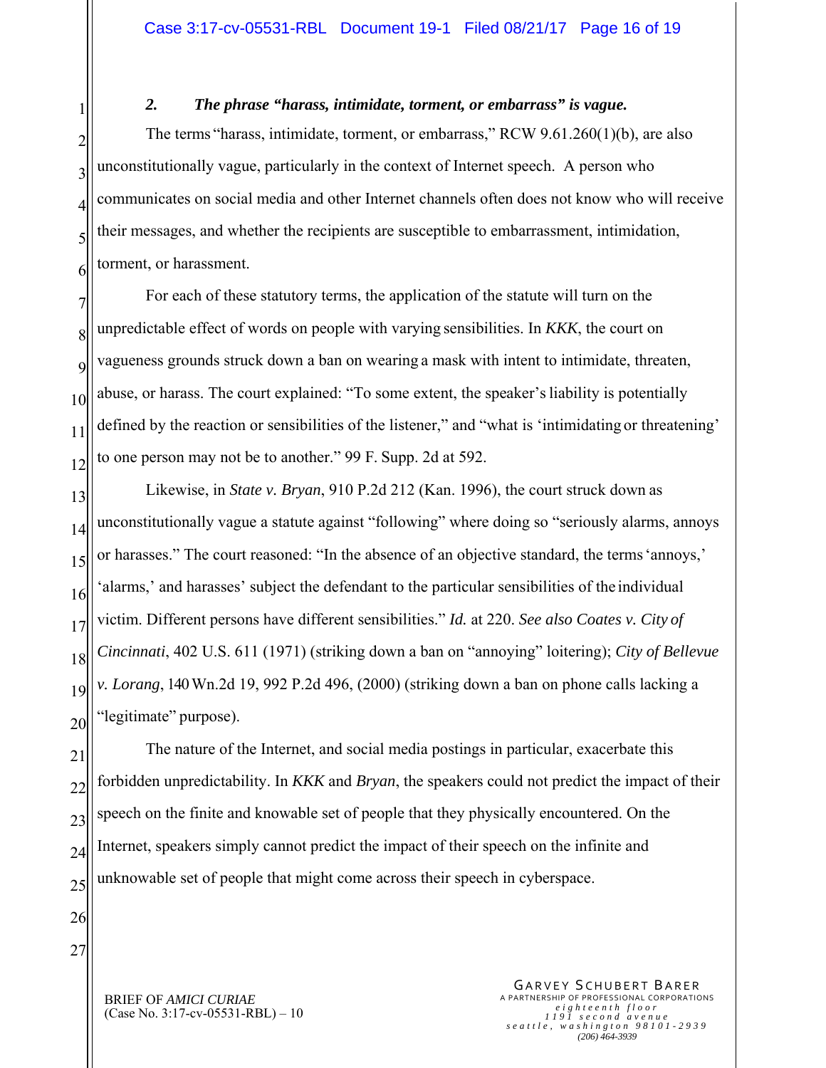### *2. The phrase "harass, intimidate, torment, or embarrass" is vague.*

The terms "harass, intimidate, torment, or embarrass," RCW 9.61.260(1)(b), are also unconstitutionally vague, particularly in the context of Internet speech. A person who communicates on social media and other Internet channels often does not know who will receive their messages, and whether the recipients are susceptible to embarrassment, intimidation, torment, or harassment.

For each of these statutory terms, the application of the statute will turn on the unpredictable effect of words on people with varying sensibilities. In *KKK*, the court on vagueness grounds struck down a ban on wearing a mask with intent to intimidate, threaten, abuse, or harass. The court explained: "To some extent, the speaker's liability is potentially defined by the reaction or sensibilities of the listener," and "what is 'intimidating or threatening' to one person may not be to another." 99 F. Supp. 2d at 592.

Likewise, in *State v. Bryan*, 910 P.2d 212 (Kan. 1996), the court struck down as unconstitutionally vague a statute against "following" where doing so "seriously alarms, annoys or harasses." The court reasoned: "In the absence of an objective standard, the terms 'annoys,' 'alarms,' and harasses' subject the defendant to the particular sensibilities of the individual victim. Different persons have different sensibilities." *Id.* at 220. *See also Coates v. City of Cincinnati*, 402 U.S. 611 (1971) (striking down a ban on "annoying" loitering); *City of Bellevue v. Lorang*, 140 Wn.2d 19, 992 P.2d 496, (2000) (striking down a ban on phone calls lacking a "legitimate" purpose).

The nature of the Internet, and social media postings in particular, exacerbate this forbidden unpredictability. In *KKK* and *Bryan*, the speakers could not predict the impact of their speech on the finite and knowable set of people that they physically encountered. On the Internet, speakers simply cannot predict the impact of their speech on the infinite and unknowable set of people that might come across their speech in cyberspace.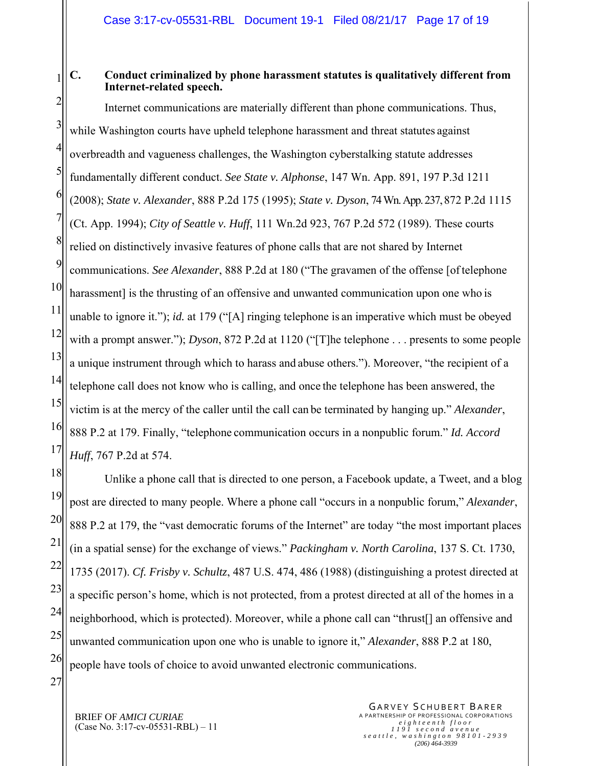### C. Conduct criminalized by phone harassment statutes is qualitatively different from Internet-related speech.

Internet communications are materially different than phone communications. Thus, while Washington courts have upheld telephone harassment and threat statutes against overbreadth and vagueness challenges, the Washington cyberstalking statute addresses fundamentally different conduct. *See State v. Alphonse*, 147 Wn. App. 891, 197 P.3d 1211 (2008); *State v. Alexander*, 888 P.2d 175 (1995); *State v. Dyson*, 74 Wn. App. 237, 872 P.2d 1115 (Ct. App. 1994); *City of Seattle v. Huff*, 111 Wn.2d 923, 767 P.2d 572 (1989). These courts relied on distinctively invasive features of phone calls that are not shared by Internet communications. *See Alexander*, 888 P.2d at 180 ("The gravamen of the offense [of telephone harassment] is the thrusting of an offensive and unwanted communication upon one who is unable to ignore it."); *id.* at 179 ("[A] ringing telephone is an imperative which must be obeyed with a prompt answer."); *Dyson*, 872 P.2d at 1120 ("[T]he telephone . . . presents to some people a unique instrument through which to harass and abuse others."). Moreover, "the recipient of a telephone call does not know who is calling, and once the telephone has been answered, the victim is at the mercy of the caller until the call can be terminated by hanging up." *Alexander*, 888 P.2 at 179. Finally, "telephone communication occurs in a nonpublic forum." *Id. Accord Huff*, 767 P.2d at 574.

Unlike a phone call that is directed to one person, a Facebook update, a Tweet, and a blog post are directed to many people. Where a phone call "occurs in a nonpublic forum," *Alexander*, 888 P.2 at 179, the "vast democratic forums of the Internet" are today "the most important places (in a spatial sense) for the exchange of views." *Packingham v. North Carolina*, 137 S. Ct. 1730, 1735 (2017). *Cf. Frisby v. Schultz*, 487 U.S. 474, 486 (1988) (distinguishing a protest directed at a specific person's home, which is not protected, from a protest directed at all of the homes in a neighborhood, which is protected). Moreover, while a phone call can "thrust[] an offensive and unwanted communication upon one who is unable to ignore it," *Alexander*, 888 P.2 at 180, people have tools of choice to avoid unwanted electronic communications.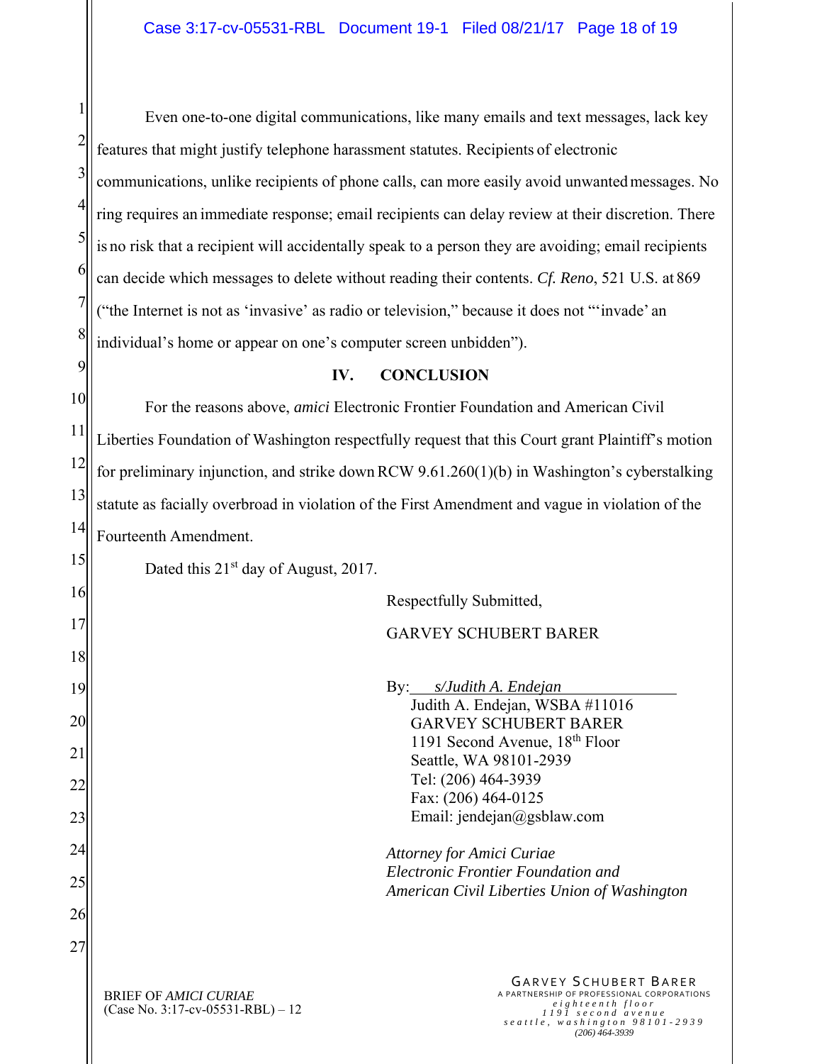Even one-to-one digital communications, like many emails and text messages, lack key features that might justify telephone harassment statutes. Recipients of electronic communications, unlike recipients of phone calls, can more easily avoid unwanted messages. No ring requires an immediate response; email recipients can delay review at their discretion. There is no risk that a recipient will accidentally speak to a person they are avoiding; email recipients can decide which messages to delete without reading their contents. *Cf. Reno*, 521 U.S. at 869 ("the Internet is not as 'invasive' as radio or television," because it does not "'invade' an individual's home or appear on one's computer screen unbidden").

## IV. CONCLUSION

For the reasons above, *amici* Electronic Frontier Foundation and American Civil Liberties Foundation of Washington respectfully request that this Court grant Plaintiff's motion for preliminary injunction, and strike down RCW 9.61.260(1)(b) in Washington's cyberstalking statute as facially overbroad in violation of the First Amendment and vague in violation of the Fourteenth Amendment.

Dated this 21st day of August, 2017.

Respectfully Submitted,

GARVEY SCHUBERT BARER

By: *s/Judith A. Endejan*
Judith A. Endejan, WSBA #11016
GARVEY SCHUBERT BARER
1191 Second Avenue, 18th Floor
Seattle, WA 98101-2939
Tel: (206) 464-3939
Fax: (206) 464-0125
Email: jendejan@gsblaw.com

*Attorney for Amici Curiae*
*Electronic Frontier Foundation and*
*American Civil Liberties Union of Washington*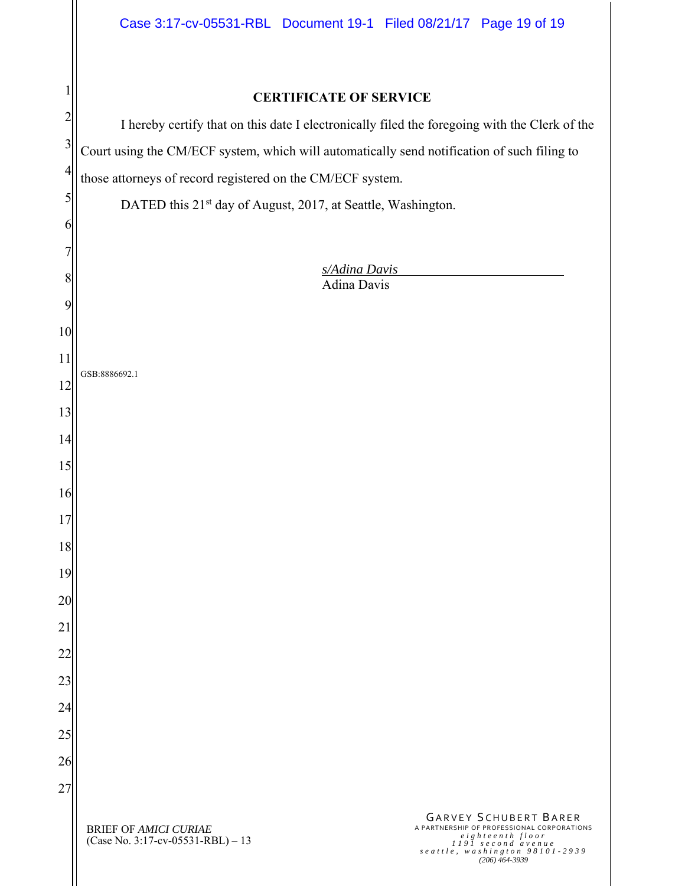## CERTIFICATE OF SERVICE

I hereby certify that on this date I electronically filed the foregoing with the Clerk of the Court using the CM/ECF system, which will automatically send notification of such filing to those attorneys of record registered on the CM/ECF system.

DATED this 21st day of August, 2017, at Seattle, Washington.

*s/Adina Davis*
Adina Davis

GSB:8886692.1

BRIEF OF *AMICI CURIAE*
(Case No. 3:17-cv-05531-RBL) – 13

GARVEY SCHUBERT BARER
A PARTNERSHIP OF PROFESSIONAL CORPORATIONS
eighteenth floor
1191 second avenue
seattle, washington 98101-2939
(206) 464-3939